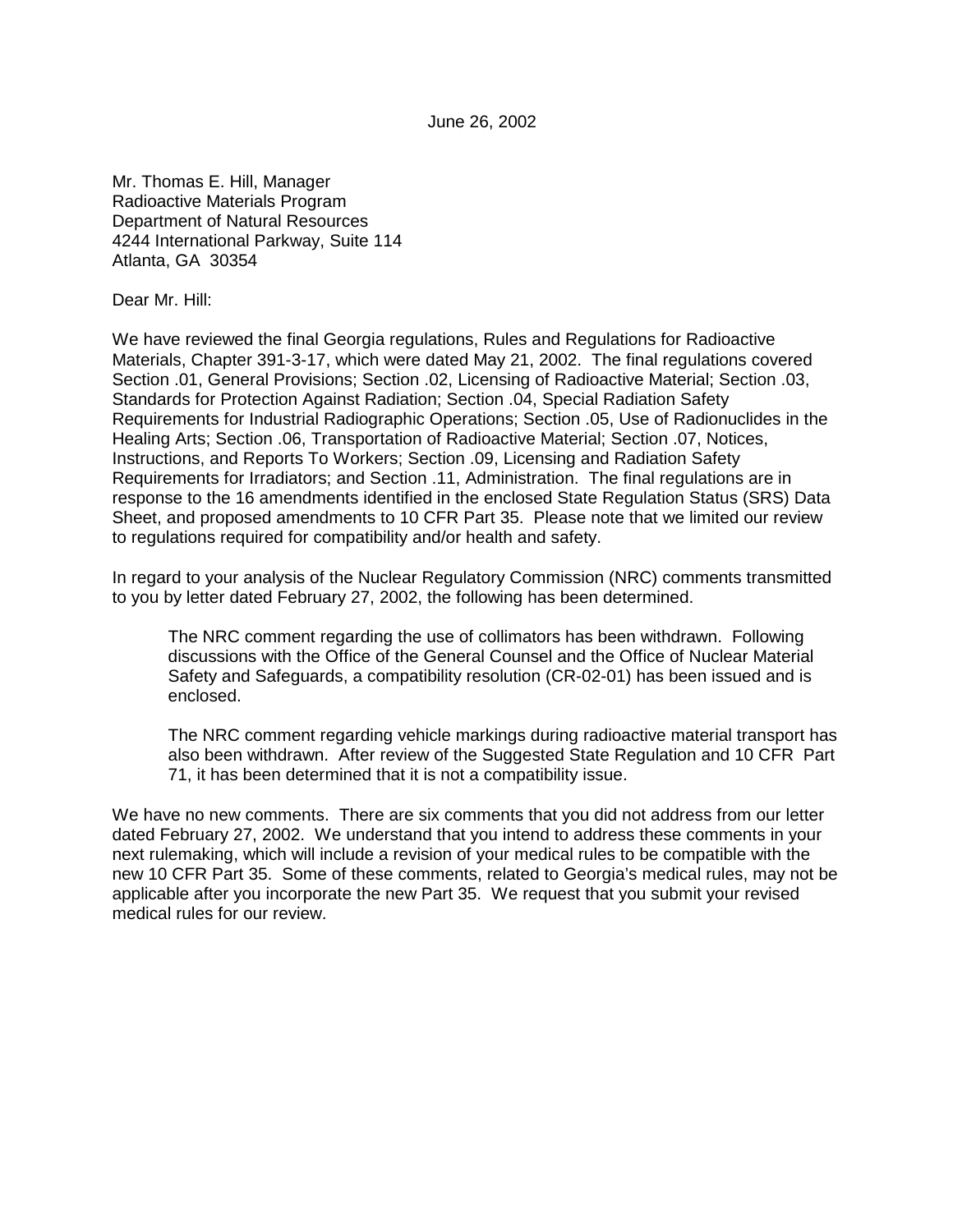June 26, 2002

Mr. Thomas E. Hill, Manager
Radioactive Materials Program
Department of Natural Resources
4244 International Parkway, Suite 114
Atlanta, GA 30354

Dear Mr. Hill:

We have reviewed the final Georgia regulations, Rules and Regulations for Radioactive Materials, Chapter 391-3-17, which were dated May 21, 2002. The final regulations covered Section .01, General Provisions; Section .02, Licensing of Radioactive Material; Section .03, Standards for Protection Against Radiation; Section .04, Special Radiation Safety Requirements for Industrial Radiographic Operations; Section .05, Use of Radionuclides in the Healing Arts; Section .06, Transportation of Radioactive Material; Section .07, Notices, Instructions, and Reports To Workers; Section .09, Licensing and Radiation Safety Requirements for Irradiators; and Section .11, Administration. The final regulations are in response to the 16 amendments identified in the enclosed State Regulation Status (SRS) Data Sheet, and proposed amendments to 10 CFR Part 35. Please note that we limited our review to regulations required for compatibility and/or health and safety.

In regard to your analysis of the Nuclear Regulatory Commission (NRC) comments transmitted to you by letter dated February 27, 2002, the following has been determined.

> The NRC comment regarding the use of collimators has been withdrawn. Following discussions with the Office of the General Counsel and the Office of Nuclear Material Safety and Safeguards, a compatibility resolution (CR-02-01) has been issued and is enclosed.
>
> The NRC comment regarding vehicle markings during radioactive material transport has also been withdrawn. After review of the Suggested State Regulation and 10 CFR Part 71, it has been determined that it is not a compatibility issue.

We have no new comments. There are six comments that you did not address from our letter dated February 27, 2002. We understand that you intend to address these comments in your next rulemaking, which will include a revision of your medical rules to be compatible with the new 10 CFR Part 35. Some of these comments, related to Georgia's medical rules, may not be applicable after you incorporate the new Part 35. We request that you submit your revised medical rules for our review.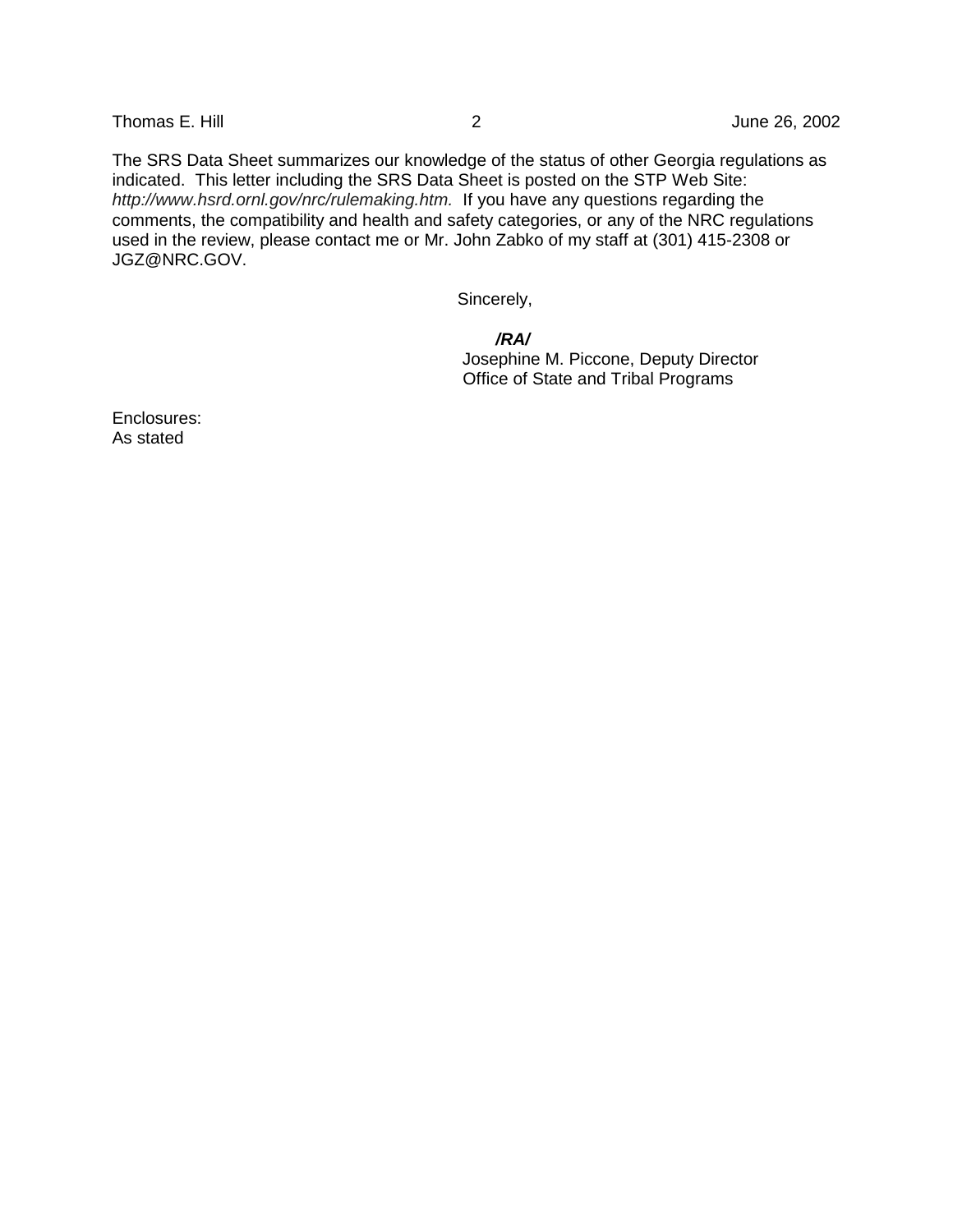The SRS Data Sheet summarizes our knowledge of the status of other Georgia regulations as indicated. This letter including the SRS Data Sheet is posted on the STP Web Site: *http://www.hsrd.ornl.gov/nrc/rulemaking.htm.* If you have any questions regarding the comments, the compatibility and health and safety categories, or any of the NRC regulations used in the review, please contact me or Mr. John Zabko of my staff at (301) 415-2308 or JGZ@NRC.GOV.

Sincerely,

***/RA/***

Josephine M. Piccone, Deputy Director
Office of State and Tribal Programs

Enclosures:
As stated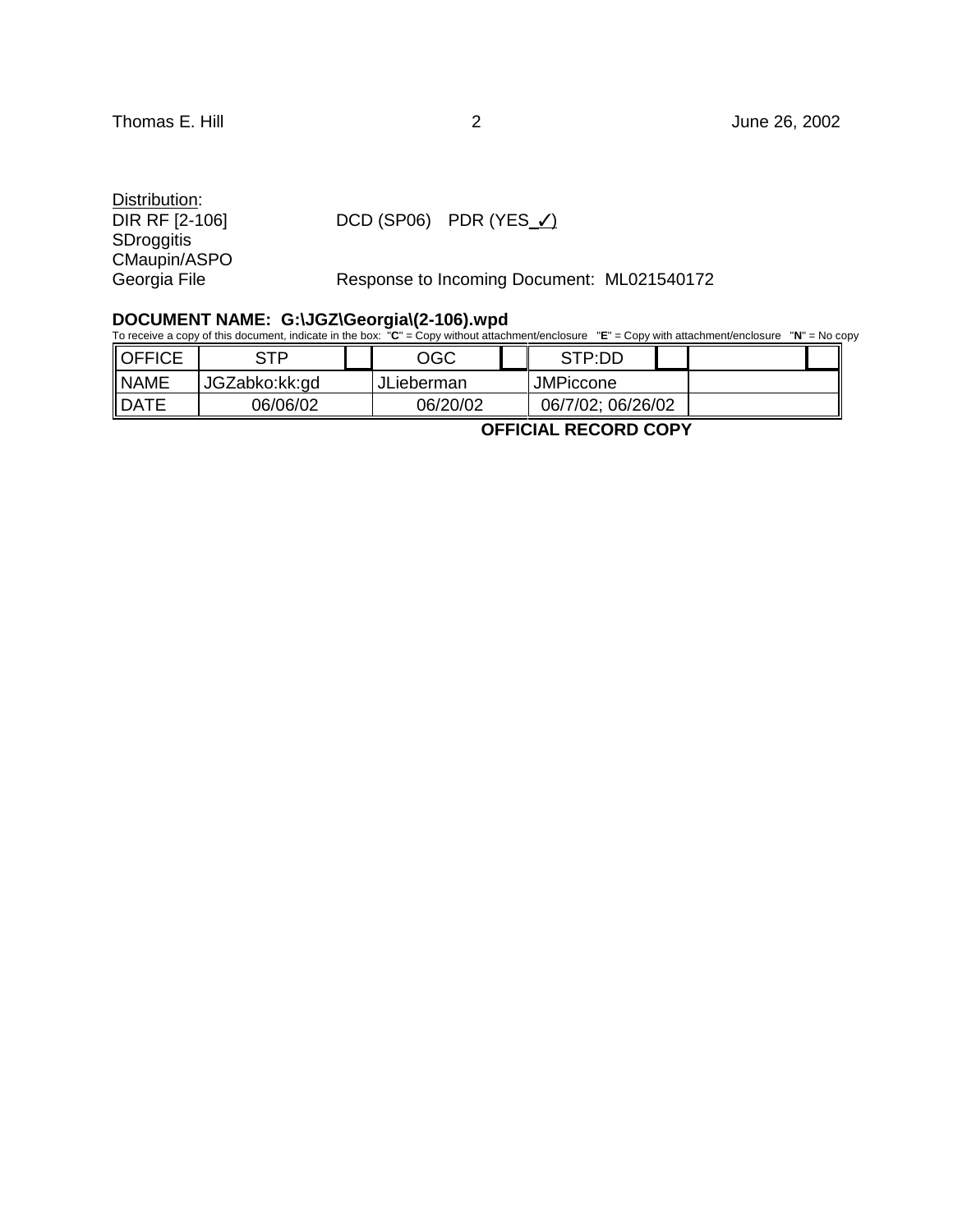Distribution:

DIR RF [2-106] DCD (SP06) PDR (YES ✓)

SDroggitis

CMaupin/ASPO

Georgia File Response to Incoming Document: ML021540172

**DOCUMENT NAME: G:\JGZ\Georgia\(2-106).wpd**

To receive a copy of this document, indicate in the box: "**C**" = Copy without attachment/enclosure "**E**" = Copy with attachment/enclosure "**N**" = No copy

| OFFICE | STP | | OGC | | STP:DD | | | |
|---|---|---|---|---|---|---|---|---|
| NAME | JGZabko:kk:gd | | JLieberman | | JMPiccone | | | |
| DATE | 06/06/02 | | 06/20/02 | | 06/7/02; 06/26/02 | | | |

**OFFICIAL RECORD COPY**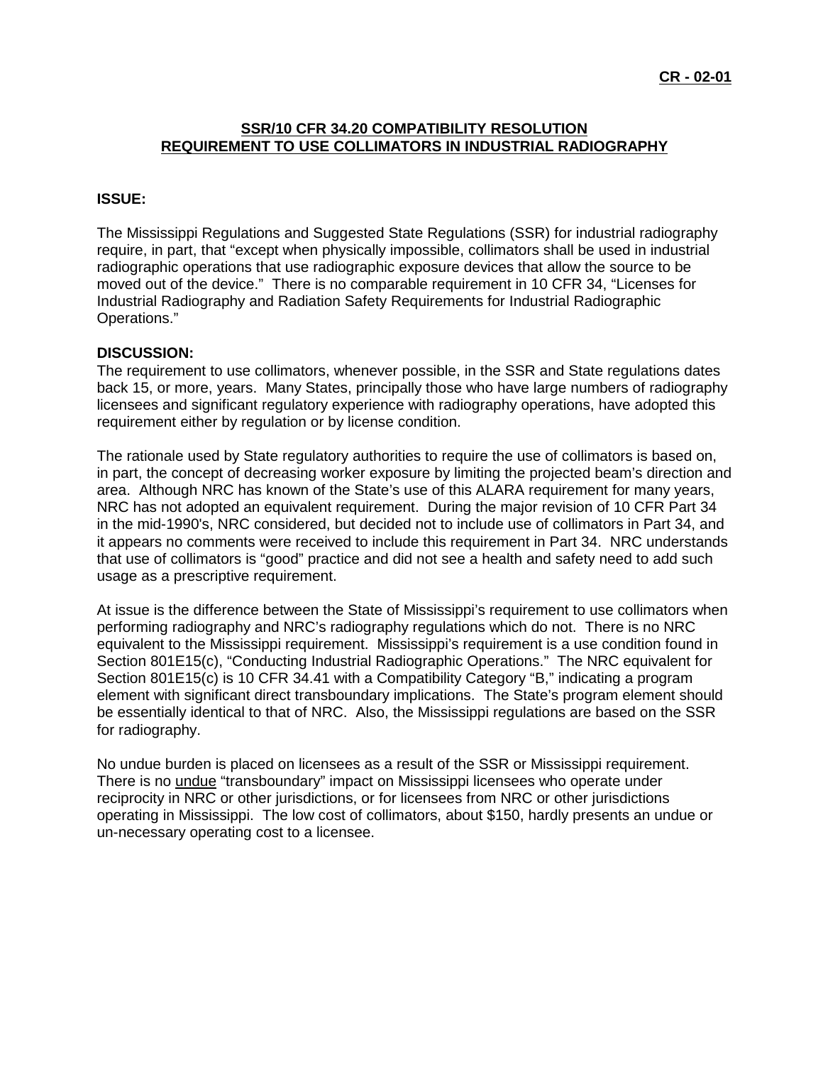**CR - 02-01**

## SSR/10 CFR 34.20 COMPATIBILITY RESOLUTION
## REQUIREMENT TO USE COLLIMATORS IN INDUSTRIAL RADIOGRAPHY

### ISSUE:

The Mississippi Regulations and Suggested State Regulations (SSR) for industrial radiography require, in part, that "except when physically impossible, collimators shall be used in industrial radiographic operations that use radiographic exposure devices that allow the source to be moved out of the device." There is no comparable requirement in 10 CFR 34, "Licenses for Industrial Radiography and Radiation Safety Requirements for Industrial Radiographic Operations."

### DISCUSSION:

The requirement to use collimators, whenever possible, in the SSR and State regulations dates back 15, or more, years. Many States, principally those who have large numbers of radiography licensees and significant regulatory experience with radiography operations, have adopted this requirement either by regulation or by license condition.

The rationale used by State regulatory authorities to require the use of collimators is based on, in part, the concept of decreasing worker exposure by limiting the projected beam's direction and area. Although NRC has known of the State's use of this ALARA requirement for many years, NRC has not adopted an equivalent requirement. During the major revision of 10 CFR Part 34 in the mid-1990's, NRC considered, but decided not to include use of collimators in Part 34, and it appears no comments were received to include this requirement in Part 34. NRC understands that use of collimators is "good" practice and did not see a health and safety need to add such usage as a prescriptive requirement.

At issue is the difference between the State of Mississippi's requirement to use collimators when performing radiography and NRC's radiography regulations which do not. There is no NRC equivalent to the Mississippi requirement. Mississippi's requirement is a use condition found in Section 801E15(c), "Conducting Industrial Radiographic Operations." The NRC equivalent for Section 801E15(c) is 10 CFR 34.41 with a Compatibility Category "B," indicating a program element with significant direct transboundary implications. The State's program element should be essentially identical to that of NRC. Also, the Mississippi regulations are based on the SSR for radiography.

No undue burden is placed on licensees as a result of the SSR or Mississippi requirement. There is no undue "transboundary" impact on Mississippi licensees who operate under reciprocity in NRC or other jurisdictions, or for licensees from NRC or other jurisdictions operating in Mississippi. The low cost of collimators, about $150, hardly presents an undue or un-necessary operating cost to a licensee.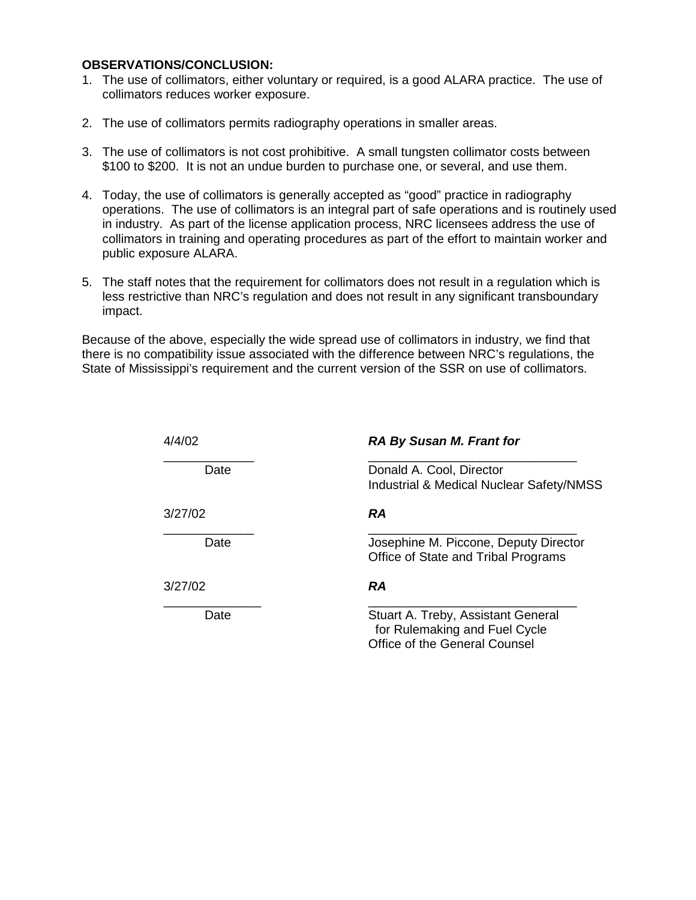**OBSERVATIONS/CONCLUSION:**

1. The use of collimators, either voluntary or required, is a good ALARA practice. The use of collimators reduces worker exposure.

2. The use of collimators permits radiography operations in smaller areas.

3. The use of collimators is not cost prohibitive. A small tungsten collimator costs between $100 to $200. It is not an undue burden to purchase one, or several, and use them.

4. Today, the use of collimators is generally accepted as "good" practice in radiography operations. The use of collimators is an integral part of safe operations and is routinely used in industry. As part of the license application process, NRC licensees address the use of collimators in training and operating procedures as part of the effort to maintain worker and public exposure ALARA.

5. The staff notes that the requirement for collimators does not result in a regulation which is less restrictive than NRC's regulation and does not result in any significant transboundary impact.

Because of the above, especially the wide spread use of collimators in industry, we find that there is no compatibility issue associated with the difference between NRC's regulations, the State of Mississippi's requirement and the current version of the SSR on use of collimators.

| | |
|---|---|
| 4/4/02 | ***RA By Susan M. Frant for*** |
| Date | Donald A. Cool, Director<br>Industrial & Medical Nuclear Safety/NMSS |
| 3/27/02 | ***RA*** |
| Date | Josephine M. Piccone, Deputy Director<br>Office of State and Tribal Programs |
| 3/27/02 | ***RA*** |
| Date | Stuart A. Treby, Assistant General<br>for Rulemaking and Fuel Cycle<br>Office of the General Counsel |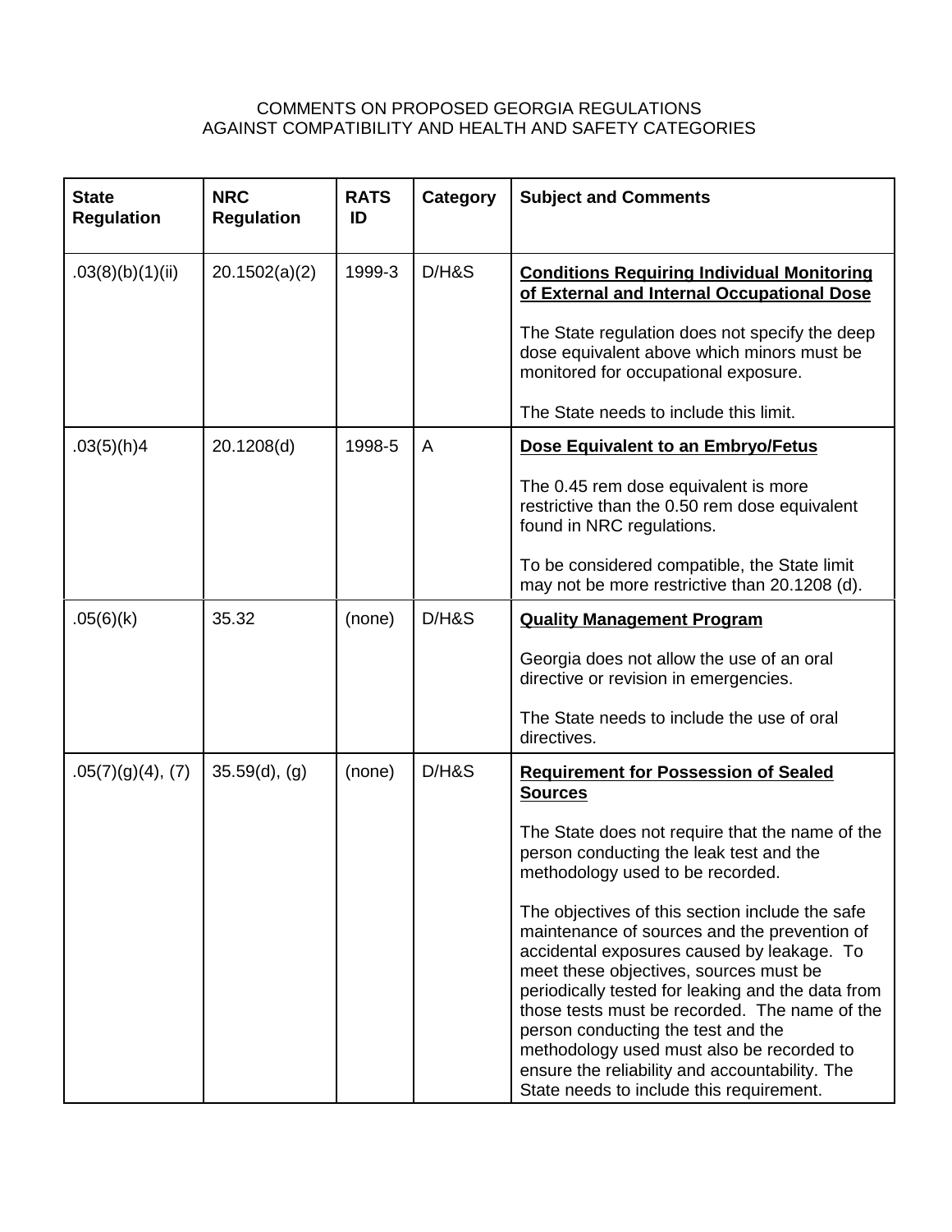COMMENTS ON PROPOSED GEORGIA REGULATIONS
AGAINST COMPATIBILITY AND HEALTH AND SAFETY CATEGORIES

| State Regulation | NRC Regulation | RATS ID | Category | Subject and Comments |
|---|---|---|---|---|
| .03(8)(b)(1)(ii) | 20.1502(a)(2) | 1999-3 | D/H&S | **Conditions Requiring Individual Monitoring of External and Internal Occupational Dose**<br><br>The State regulation does not specify the deep dose equivalent above which minors must be monitored for occupational exposure.<br><br>The State needs to include this limit. |
| .03(5)(h)4 | 20.1208(d) | 1998-5 | A | **Dose Equivalent to an Embryo/Fetus**<br><br>The 0.45 rem dose equivalent is more restrictive than the 0.50 rem dose equivalent found in NRC regulations.<br><br>To be considered compatible, the State limit may not be more restrictive than 20.1208 (d). |
| .05(6)(k) | 35.32 | (none) | D/H&S | **Quality Management Program**<br><br>Georgia does not allow the use of an oral directive or revision in emergencies.<br><br>The State needs to include the use of oral directives. |
| .05(7)(g)(4), (7) | 35.59(d), (g) | (none) | D/H&S | **Requirement for Possession of Sealed Sources**<br><br>The State does not require that the name of the person conducting the leak test and the methodology used to be recorded.<br><br>The objectives of this section include the safe maintenance of sources and the prevention of accidental exposures caused by leakage. To meet these objectives, sources must be periodically tested for leaking and the data from those tests must be recorded. The name of the person conducting the test and the methodology used must also be recorded to ensure the reliability and accountability. The State needs to include this requirement. |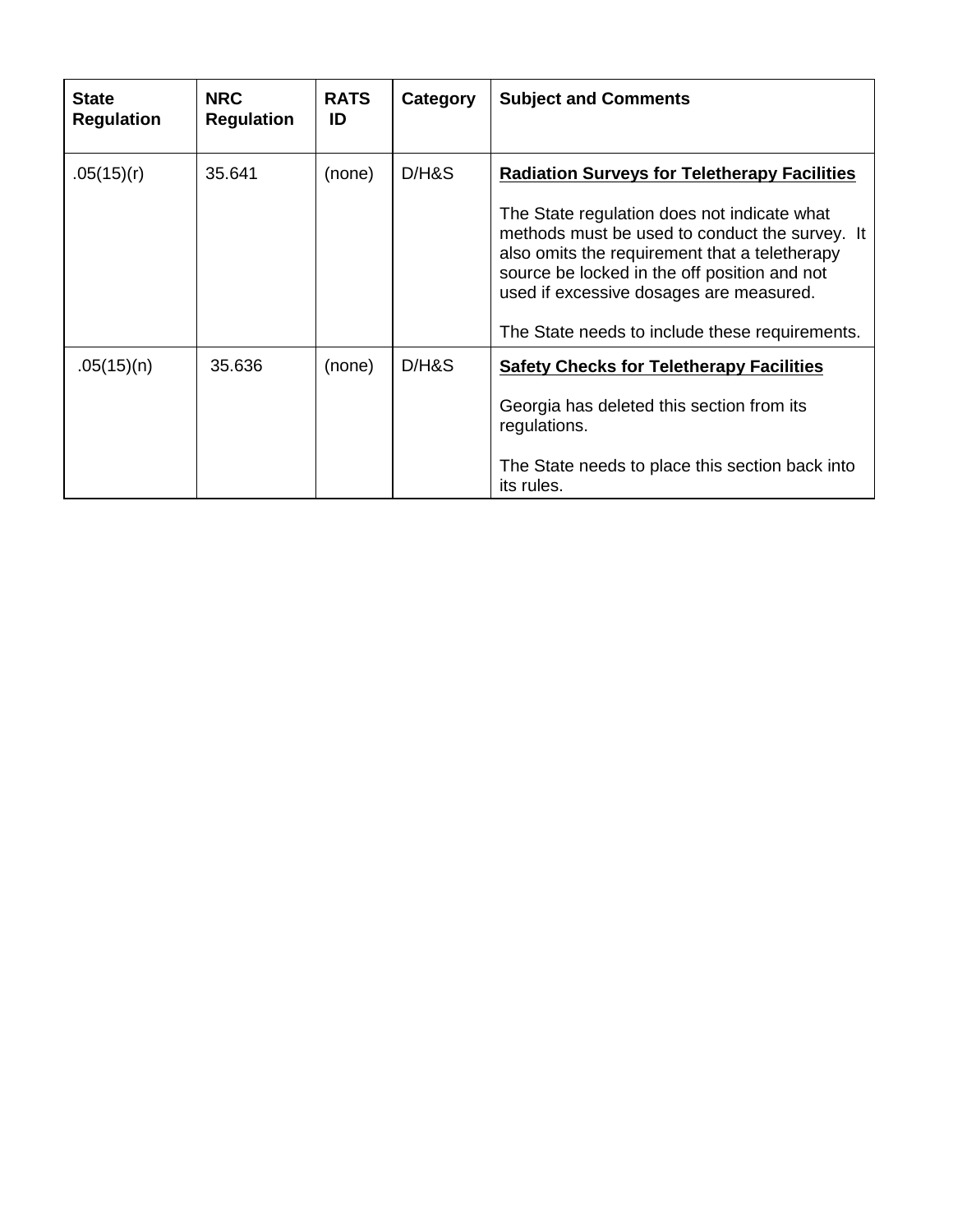| State Regulation | NRC Regulation | RATS ID | Category | Subject and Comments |
|---|---|---|---|---|
| .05(15)(r) | 35.641 | (none) | D/H&S | **Radiation Surveys for Teletherapy Facilities**<br><br>The State regulation does not indicate what methods must be used to conduct the survey. It also omits the requirement that a teletherapy source be locked in the off position and not used if excessive dosages are measured.<br><br>The State needs to include these requirements. |
| .05(15)(n) | 35.636 | (none) | D/H&S | **Safety Checks for Teletherapy Facilities**<br><br>Georgia has deleted this section from its regulations.<br><br>The State needs to place this section back into its rules. |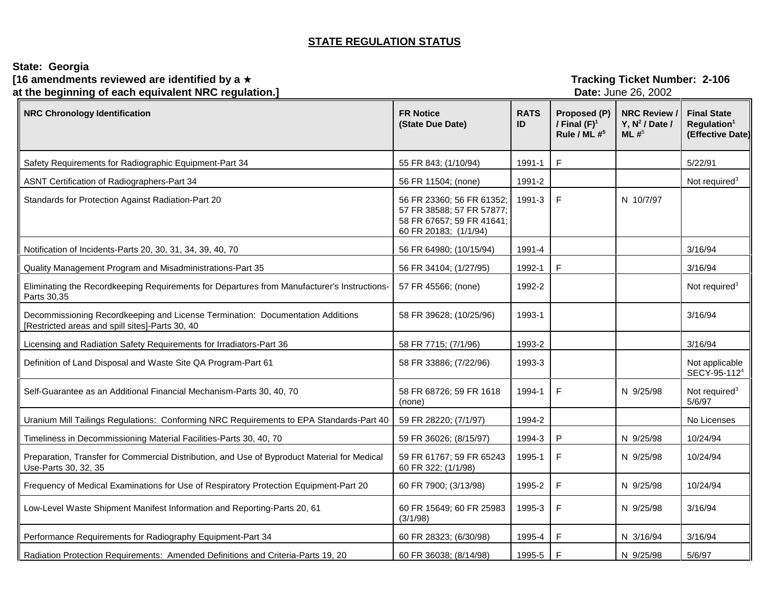## STATE REGULATION STATUS

**State: Georgia**
**[16 amendments reviewed are identified by a ★ at the beginning of each equivalent NRC regulation.]**

**Tracking Ticket Number: 2-106**
**Date:** June 26, 2002

| NRC Chronology Identification | FR Notice (State Due Date) | RATS ID | Proposed (P) / Final (F)[1] Rule / ML #[5] | NRC Review / Y, N[2] / Date / ML #[5] | Final State Regulation[1] (Effective Date) |
|---|---|---|---|---|---|
| Safety Requirements for Radiographic Equipment-Part 34 | 55 FR 843; (1/10/94) | 1991-1 | F | | 5/22/91 |
| ASNT Certification of Radiographers-Part 34 | 56 FR 11504; (none) | 1991-2 | | | Not required[3] |
| Standards for Protection Against Radiation-Part 20 | 56 FR 23360; 56 FR 61352; 57 FR 38588; 57 FR 57877; 58 FR 67657; 59 FR 41641; 60 FR 20183; (1/1/94) | 1991-3 | F | N 10/7/97 | |
| Notification of Incidents-Parts 20, 30, 31, 34, 39, 40, 70 | 56 FR 64980; (10/15/94) | 1991-4 | | | 3/16/94 |
| Quality Management Program and Misadministrations-Part 35 | 56 FR 34104; (1/27/95) | 1992-1 | F | | 3/16/94 |
| Eliminating the Recordkeeping Requirements for Departures from Manufacturer's Instructions-Parts 30,35 | 57 FR 45566; (none) | 1992-2 | | | Not required[3] |
| Decommissioning Recordkeeping and License Termination: Documentation Additions [Restricted areas and spill sites]-Parts 30, 40 | 58 FR 39628; (10/25/96) | 1993-1 | | | 3/16/94 |
| Licensing and Radiation Safety Requirements for Irradiators-Part 36 | 58 FR 7715; (7/1/96) | 1993-2 | | | 3/16/94 |
| Definition of Land Disposal and Waste Site QA Program-Part 61 | 58 FR 33886; (7/22/96) | 1993-3 | | | Not applicable SECY-95-112[4] |
| Self-Guarantee as an Additional Financial Mechanism-Parts 30, 40, 70 | 58 FR 68726; 59 FR 1618 (none) | 1994-1 | F | N 9/25/98 | Not required[3] 5/6/97 |
| Uranium Mill Tailings Regulations: Conforming NRC Requirements to EPA Standards-Part 40 | 59 FR 28220; (7/1/97) | 1994-2 | | | No Licenses |
| Timeliness in Decommissioning Material Facilities-Parts 30, 40, 70 | 59 FR 36026; (8/15/97) | 1994-3 | P | N 9/25/98 | 10/24/94 |
| Preparation, Transfer for Commercial Distribution, and Use of Byproduct Material for Medical Use-Parts 30, 32, 35 | 59 FR 61767; 59 FR 65243 60 FR 322; (1/1/98) | 1995-1 | F | N 9/25/98 | 10/24/94 |
| Frequency of Medical Examinations for Use of Respiratory Protection Equipment-Part 20 | 60 FR 7900; (3/13/98) | 1995-2 | F | N 9/25/98 | 10/24/94 |
| Low-Level Waste Shipment Manifest Information and Reporting-Parts 20, 61 | 60 FR 15649; 60 FR 25983 (3/1/98) | 1995-3 | F | N 9/25/98 | 3/16/94 |
| Performance Requirements for Radiography Equipment-Part 34 | 60 FR 28323; (6/30/98) | 1995-4 | F | N 3/16/94 | 3/16/94 |
| Radiation Protection Requirements: Amended Definitions and Criteria-Parts 19, 20 | 60 FR 36038; (8/14/98) | 1995-5 | F | N 9/25/98 | 5/6/97 |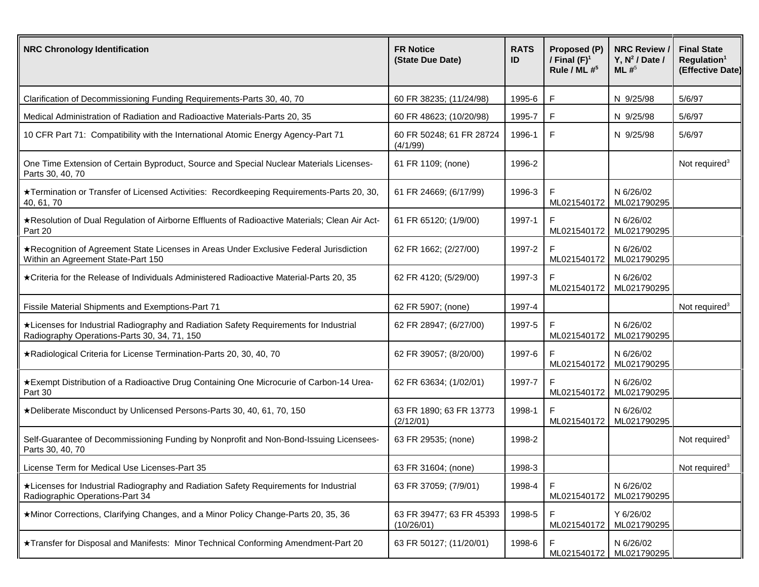| NRC Chronology Identification | FR Notice (State Due Date) | RATS ID | Proposed (P) / Final (F)[1] Rule / ML #[5] | NRC Review / Y, N[2] / Date / ML #[5] | Final State Regulation[1] (Effective Date) |
|---|---|---|---|---|---|
| Clarification of Decommissioning Funding Requirements-Parts 30, 40, 70 | 60 FR 38235; (11/24/98) | 1995-6 | F | N 9/25/98 | 5/6/97 |
| Medical Administration of Radiation and Radioactive Materials-Parts 20, 35 | 60 FR 48623; (10/20/98) | 1995-7 | F | N 9/25/98 | 5/6/97 |
| 10 CFR Part 71: Compatibility with the International Atomic Energy Agency-Part 71 | 60 FR 50248; 61 FR 28724 (4/1/99) | 1996-1 | F | N 9/25/98 | 5/6/97 |
| One Time Extension of Certain Byproduct, Source and Special Nuclear Materials Licenses-Parts 30, 40, 70 | 61 FR 1109; (none) | 1996-2 | | | Not required[3] |
| ★Termination or Transfer of Licensed Activities: Recordkeeping Requirements-Parts 20, 30, 40, 61, 70 | 61 FR 24669; (6/17/99) | 1996-3 | F ML021540172 | N 6/26/02 ML021790295 | |
| ★Resolution of Dual Regulation of Airborne Effluents of Radioactive Materials; Clean Air Act-Part 20 | 61 FR 65120; (1/9/00) | 1997-1 | F ML021540172 | N 6/26/02 ML021790295 | |
| ★Recognition of Agreement State Licenses in Areas Under Exclusive Federal Jurisdiction Within an Agreement State-Part 150 | 62 FR 1662; (2/27/00) | 1997-2 | F ML021540172 | N 6/26/02 ML021790295 | |
| ★Criteria for the Release of Individuals Administered Radioactive Material-Parts 20, 35 | 62 FR 4120; (5/29/00) | 1997-3 | F ML021540172 | N 6/26/02 ML021790295 | |
| Fissile Material Shipments and Exemptions-Part 71 | 62 FR 5907; (none) | 1997-4 | | | Not required[3] |
| ★Licenses for Industrial Radiography and Radiation Safety Requirements for Industrial Radiography Operations-Parts 30, 34, 71, 150 | 62 FR 28947; (6/27/00) | 1997-5 | F ML021540172 | N 6/26/02 ML021790295 | |
| ★Radiological Criteria for License Termination-Parts 20, 30, 40, 70 | 62 FR 39057; (8/20/00) | 1997-6 | F ML021540172 | N 6/26/02 ML021790295 | |
| ★Exempt Distribution of a Radioactive Drug Containing One Microcurie of Carbon-14 Urea-Part 30 | 62 FR 63634; (1/02/01) | 1997-7 | F ML021540172 | N 6/26/02 ML021790295 | |
| ★Deliberate Misconduct by Unlicensed Persons-Parts 30, 40, 61, 70, 150 | 63 FR 1890; 63 FR 13773 (2/12/01) | 1998-1 | F ML021540172 | N 6/26/02 ML021790295 | |
| Self-Guarantee of Decommissioning Funding by Nonprofit and Non-Bond-Issuing Licensees-Parts 30, 40, 70 | 63 FR 29535; (none) | 1998-2 | | | Not required[3] |
| License Term for Medical Use Licenses-Part 35 | 63 FR 31604; (none) | 1998-3 | | | Not required[3] |
| ★Licenses for Industrial Radiography and Radiation Safety Requirements for Industrial Radiographic Operations-Part 34 | 63 FR 37059; (7/9/01) | 1998-4 | F ML021540172 | N 6/26/02 ML021790295 | |
| ★Minor Corrections, Clarifying Changes, and a Minor Policy Change-Parts 20, 35, 36 | 63 FR 39477; 63 FR 45393 (10/26/01) | 1998-5 | F ML021540172 | Y 6/26/02 ML021790295 | |
| ★Transfer for Disposal and Manifests: Minor Technical Conforming Amendment-Part 20 | 63 FR 50127; (11/20/01) | 1998-6 | F ML021540172 | N 6/26/02 ML021790295 | |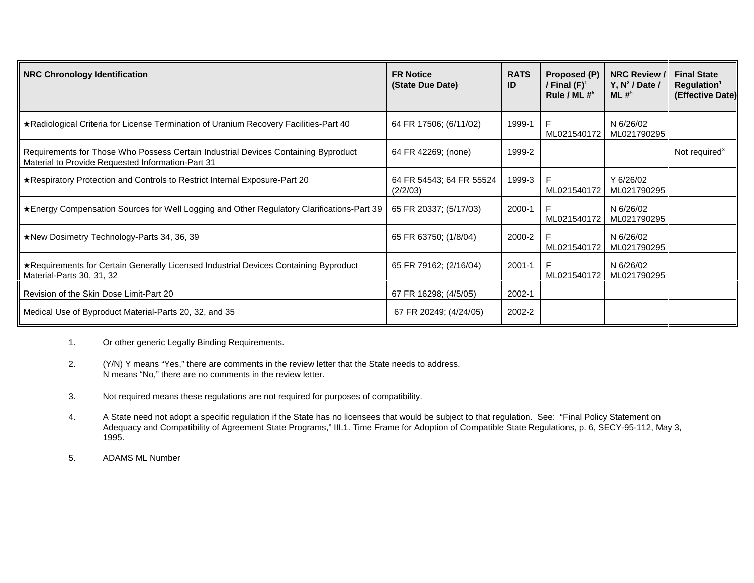| NRC Chronology Identification | FR Notice (State Due Date) | RATS ID | Proposed (P) / Final (F)[1] Rule / ML #[5] | NRC Review / Y, N[2] / Date / ML #[5] | Final State Regulation[1] (Effective Date) |
|---|---|---|---|---|---|
| ★Radiological Criteria for License Termination of Uranium Recovery Facilities-Part 40 | 64 FR 17506; (6/11/02) | 1999-1 | F ML021540172 | N 6/26/02 ML021790295 | |
| Requirements for Those Who Possess Certain Industrial Devices Containing Byproduct Material to Provide Requested Information-Part 31 | 64 FR 42269; (none) | 1999-2 | | | Not required[3] |
| ★Respiratory Protection and Controls to Restrict Internal Exposure-Part 20 | 64 FR 54543; 64 FR 55524 (2/2/03) | 1999-3 | F ML021540172 | Y 6/26/02 ML021790295 | |
| ★Energy Compensation Sources for Well Logging and Other Regulatory Clarifications-Part 39 | 65 FR 20337; (5/17/03) | 2000-1 | F ML021540172 | N 6/26/02 ML021790295 | |
| ★New Dosimetry Technology-Parts 34, 36, 39 | 65 FR 63750; (1/8/04) | 2000-2 | F ML021540172 | N 6/26/02 ML021790295 | |
| ★Requirements for Certain Generally Licensed Industrial Devices Containing Byproduct Material-Parts 30, 31, 32 | 65 FR 79162; (2/16/04) | 2001-1 | F ML021540172 | N 6/26/02 ML021790295 | |
| Revision of the Skin Dose Limit-Part 20 | 67 FR 16298; (4/5/05) | 2002-1 | | | |
| Medical Use of Byproduct Material-Parts 20, 32, and 35 | 67 FR 20249; (4/24/05) | 2002-2 | | | |

1. Or other generic Legally Binding Requirements.

2. (Y/N) Y means "Yes," there are comments in the review letter that the State needs to address.
   N means "No," there are no comments in the review letter.

3. Not required means these regulations are not required for purposes of compatibility.

4. A State need not adopt a specific regulation if the State has no licensees that would be subject to that regulation. See: "Final Policy Statement on Adequacy and Compatibility of Agreement State Programs," III.1. Time Frame for Adoption of Compatible State Regulations, p. 6, SECY-95-112, May 3, 1995.

5. ADAMS ML Number